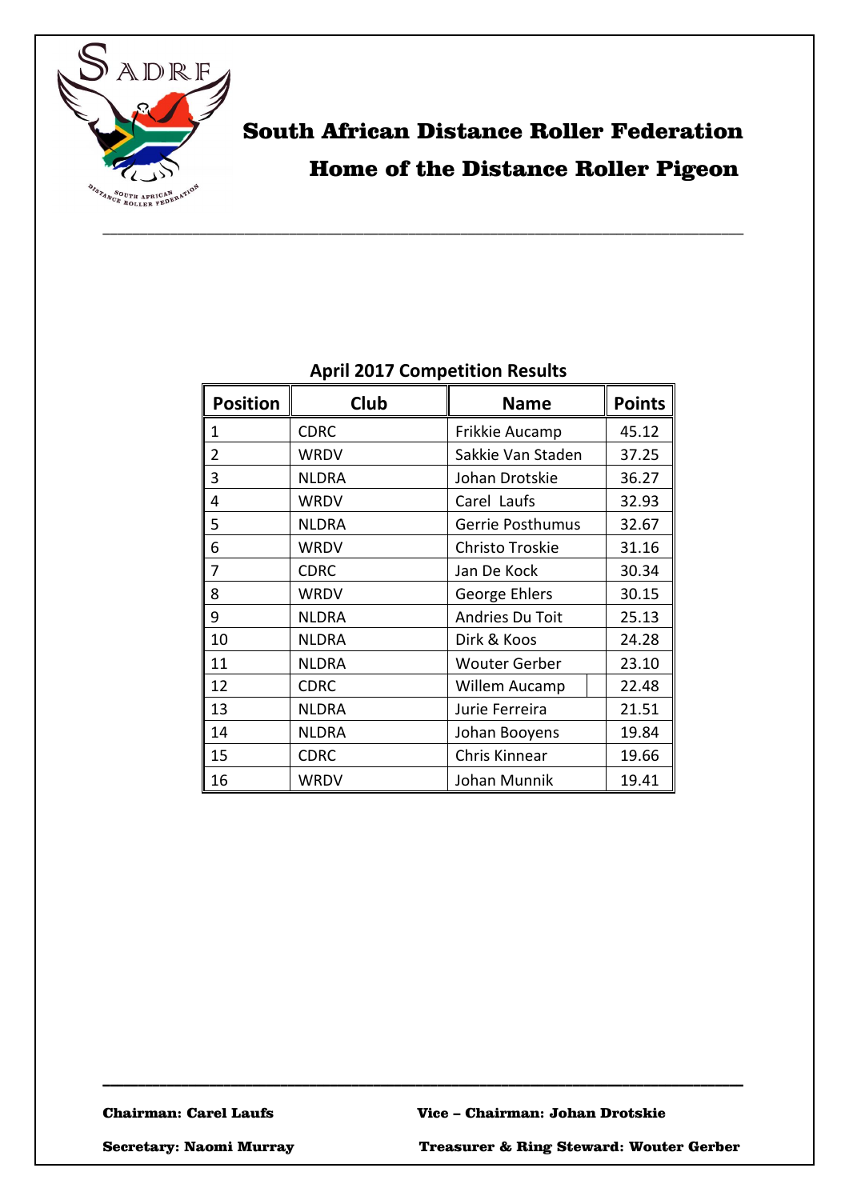# South African Distance Roller Federation

## Home of the Distance Roller Pigeon

---

**April 2017 Competition Results**

| Position | Club | Name | Points |
|---|---|---|---|
| 1 | CDRC | Frikkie Aucamp | 45.12 |
| 2 | WRDV | Sakkie Van Staden | 37.25 |
| 3 | NLDRA | Johan Drotskie | 36.27 |
| 4 | WRDV | Carel Laufs | 32.93 |
| 5 | NLDRA | Gerrie Posthumus | 32.67 |
| 6 | WRDV | Christo Troskie | 31.16 |
| 7 | CDRC | Jan De Kock | 30.34 |
| 8 | WRDV | George Ehlers | 30.15 |
| 9 | NLDRA | Andries Du Toit | 25.13 |
| 10 | NLDRA | Dirk & Koos | 24.28 |
| 11 | NLDRA | Wouter Gerber | 23.10 |
| 12 | CDRC | Willem Aucamp | 22.48 |
| 13 | NLDRA | Jurie Ferreira | 21.51 |
| 14 | NLDRA | Johan Booyens | 19.84 |
| 15 | CDRC | Chris Kinnear | 19.66 |
| 16 | WRDV | Johan Munnik | 19.41 |

---

**Chairman: Carel Laufs** **Vice – Chairman: Johan Drotskie**

**Secretary: Naomi Murray** **Treasurer & Ring Steward: Wouter Gerber**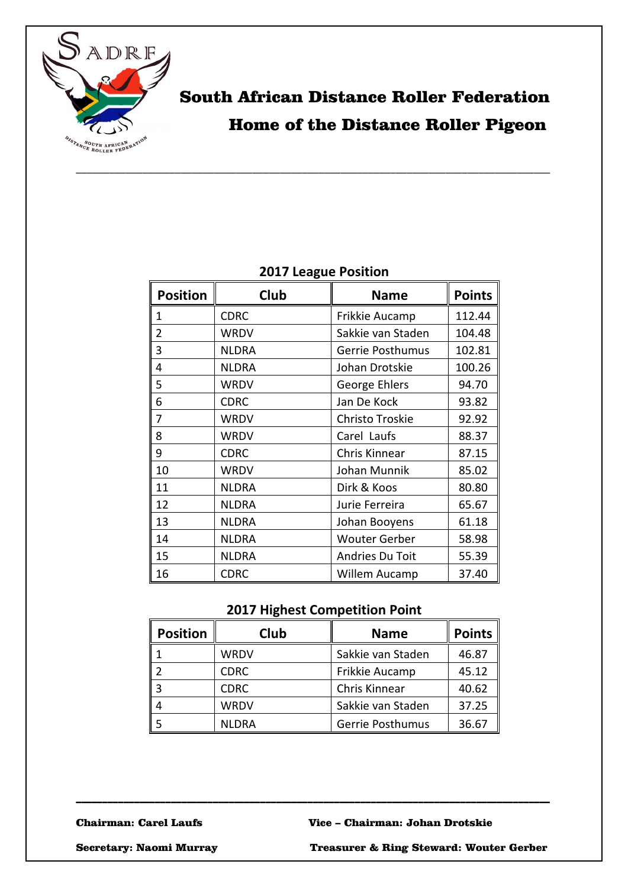# South African Distance Roller Federation

## Home of the Distance Roller Pigeon

### 2017 League Position

| Position | Club | Name | Points |
|---|---|---|---|
| 1 | CDRC | Frikkie Aucamp | 112.44 |
| 2 | WRDV | Sakkie van Staden | 104.48 |
| 3 | NLDRA | Gerrie Posthumus | 102.81 |
| 4 | NLDRA | Johan Drotskie | 100.26 |
| 5 | WRDV | George Ehlers | 94.70 |
| 6 | CDRC | Jan De Kock | 93.82 |
| 7 | WRDV | Christo Troskie | 92.92 |
| 8 | WRDV | Carel Laufs | 88.37 |
| 9 | CDRC | Chris Kinnear | 87.15 |
| 10 | WRDV | Johan Munnik | 85.02 |
| 11 | NLDRA | Dirk & Koos | 80.80 |
| 12 | NLDRA | Jurie Ferreira | 65.67 |
| 13 | NLDRA | Johan Booyens | 61.18 |
| 14 | NLDRA | Wouter Gerber | 58.98 |
| 15 | NLDRA | Andries Du Toit | 55.39 |
| 16 | CDRC | Willem Aucamp | 37.40 |

### 2017 Highest Competition Point

| Position | Club | Name | Points |
|---|---|---|---|
| 1 | WRDV | Sakkie van Staden | 46.87 |
| 2 | CDRC | Frikkie Aucamp | 45.12 |
| 3 | CDRC | Chris Kinnear | 40.62 |
| 4 | WRDV | Sakkie van Staden | 37.25 |
| 5 | NLDRA | Gerrie Posthumus | 36.67 |

**Chairman: Carel Laufs** **Vice – Chairman: Johan Drotskie**

**Secretary: Naomi Murray** **Treasurer & Ring Steward: Wouter Gerber**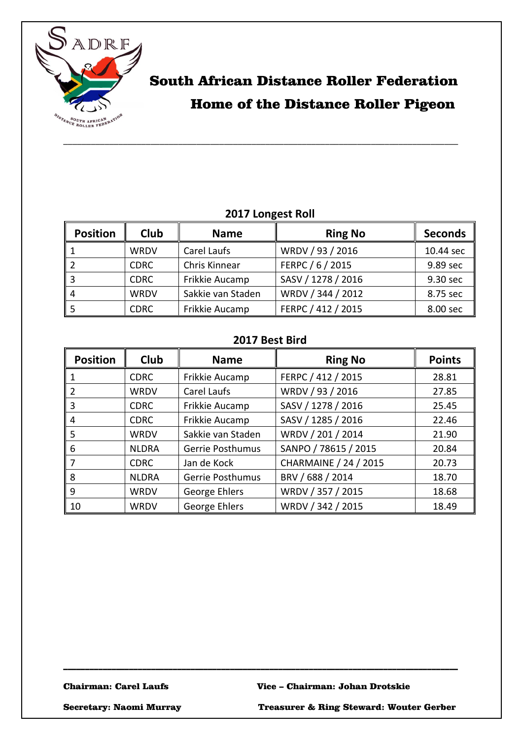# South African Distance Roller Federation

## Home of the Distance Roller Pigeon

### 2017 Longest Roll

| Position | Club | Name | Ring No | Seconds |
|---|---|---|---|---|
| 1 | WRDV | Carel Laufs | WRDV / 93 / 2016 | 10.44 sec |
| 2 | CDRC | Chris Kinnear | FERPC / 6 / 2015 | 9.89 sec |
| 3 | CDRC | Frikkie Aucamp | SASV / 1278 / 2016 | 9.30 sec |
| 4 | WRDV | Sakkie van Staden | WRDV / 344 / 2012 | 8.75 sec |
| 5 | CDRC | Frikkie Aucamp | FERPC / 412 / 2015 | 8.00 sec |

### 2017 Best Bird

| Position | Club | Name | Ring No | Points |
|---|---|---|---|---|
| 1 | CDRC | Frikkie Aucamp | FERPC / 412 / 2015 | 28.81 |
| 2 | WRDV | Carel Laufs | WRDV / 93 / 2016 | 27.85 |
| 3 | CDRC | Frikkie Aucamp | SASV / 1278 / 2016 | 25.45 |
| 4 | CDRC | Frikkie Aucamp | SASV / 1285 / 2016 | 22.46 |
| 5 | WRDV | Sakkie van Staden | WRDV / 201 / 2014 | 21.90 |
| 6 | NLDRA | Gerrie Posthumus | SANPO / 78615 / 2015 | 20.84 |
| 7 | CDRC | Jan de Kock | CHARMAINE / 24 / 2015 | 20.73 |
| 8 | NLDRA | Gerrie Posthumus | BRV / 688 / 2014 | 18.70 |
| 9 | WRDV | George Ehlers | WRDV / 357 / 2015 | 18.68 |
| 10 | WRDV | George Ehlers | WRDV / 342 / 2015 | 18.49 |

**Chairman: Carel Laufs** **Vice – Chairman: Johan Drotskie**

**Secretary: Naomi Murray** **Treasurer & Ring Steward: Wouter Gerber**